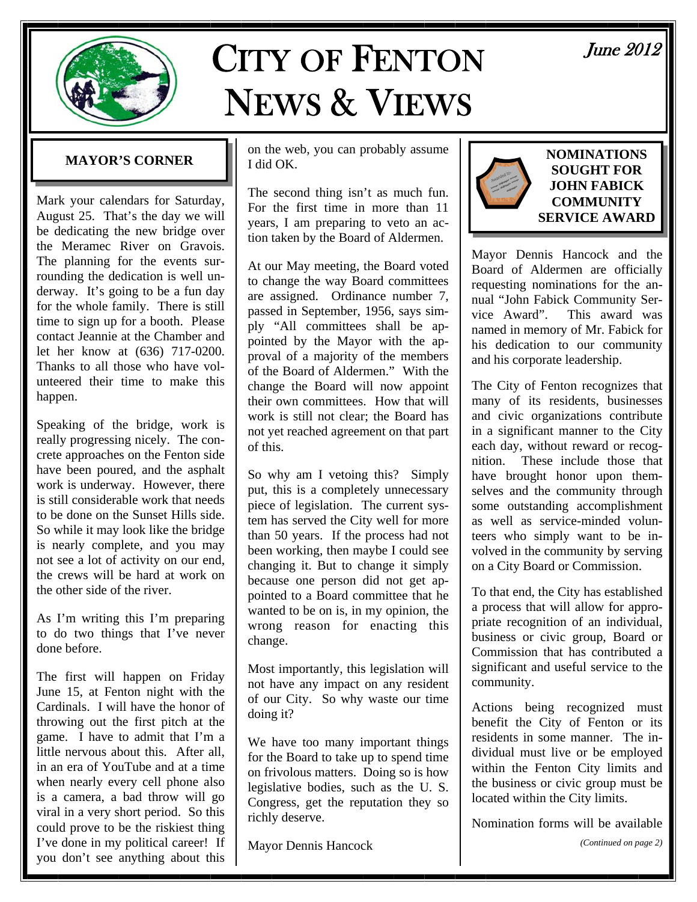# CITY OF FENTON NEWS & VIEWS

June 2012

## MAYOR'S CORNER

Mark your calendars for Saturday, August 25. That's the day we will be dedicating the new bridge over the Meramec River on Gravois. The planning for the events surrounding the dedication is well underway. It's going to be a fun day for the whole family. There is still time to sign up for a booth. Please contact Jeannie at the Chamber and let her know at (636) 717-0200. Thanks to all those who have volunteered their time to make this happen.

Speaking of the bridge, work is really progressing nicely. The concrete approaches on the Fenton side have been poured, and the asphalt work is underway. However, there is still considerable work that needs to be done on the Sunset Hills side. So while it may look like the bridge is nearly complete, and you may not see a lot of activity on our end, the crews will be hard at work on the other side of the river.

As I'm writing this I'm preparing to do two things that I've never done before.

The first will happen on Friday June 15, at Fenton night with the Cardinals. I will have the honor of throwing out the first pitch at the game. I have to admit that I'm a little nervous about this. After all, in an era of YouTube and at a time when nearly every cell phone also is a camera, a bad throw will go viral in a very short period. So this could prove to be the riskiest thing I've done in my political career! If you don't see anything about this on the web, you can probably assume I did OK.

The second thing isn't as much fun. For the first time in more than 11 years, I am preparing to veto an action taken by the Board of Aldermen.

At our May meeting, the Board voted to change the way Board committees are assigned. Ordinance number 7, passed in September, 1956, says simply "All committees shall be appointed by the Mayor with the approval of a majority of the members of the Board of Aldermen." With the change the Board will now appoint their own committees. How that will work is still not clear; the Board has not yet reached agreement on that part of this.

So why am I vetoing this? Simply put, this is a completely unnecessary piece of legislation. The current system has served the City well for more than 50 years. If the process had not been working, then maybe I could see changing it. But to change it simply because one person did not get appointed to a Board committee that he wanted to be on is, in my opinion, the wrong reason for enacting this change.

Most importantly, this legislation will not have any impact on any resident of our City. So why waste our time doing it?

We have too many important things for the Board to take up to spend time on frivolous matters. Doing so is how legislative bodies, such as the U. S. Congress, get the reputation they so richly deserve.

Mayor Dennis Hancock

## NOMINATIONS SOUGHT FOR JOHN FABICK COMMUNITY SERVICE AWARD

Mayor Dennis Hancock and the Board of Aldermen are officially requesting nominations for the annual "John Fabick Community Service Award". This award was named in memory of Mr. Fabick for his dedication to our community and his corporate leadership.

The City of Fenton recognizes that many of its residents, businesses and civic organizations contribute in a significant manner to the City each day, without reward or recognition. These include those that have brought honor upon themselves and the community through some outstanding accomplishment as well as service-minded volunteers who simply want to be involved in the community by serving on a City Board or Commission.

To that end, the City has established a process that will allow for appropriate recognition of an individual, business or civic group, Board or Commission that has contributed a significant and useful service to the community.

Actions being recognized must benefit the City of Fenton or its residents in some manner. The individual must live or be employed within the Fenton City limits and the business or civic group must be located within the City limits.

Nomination forms will be available

*(Continued on page 2)*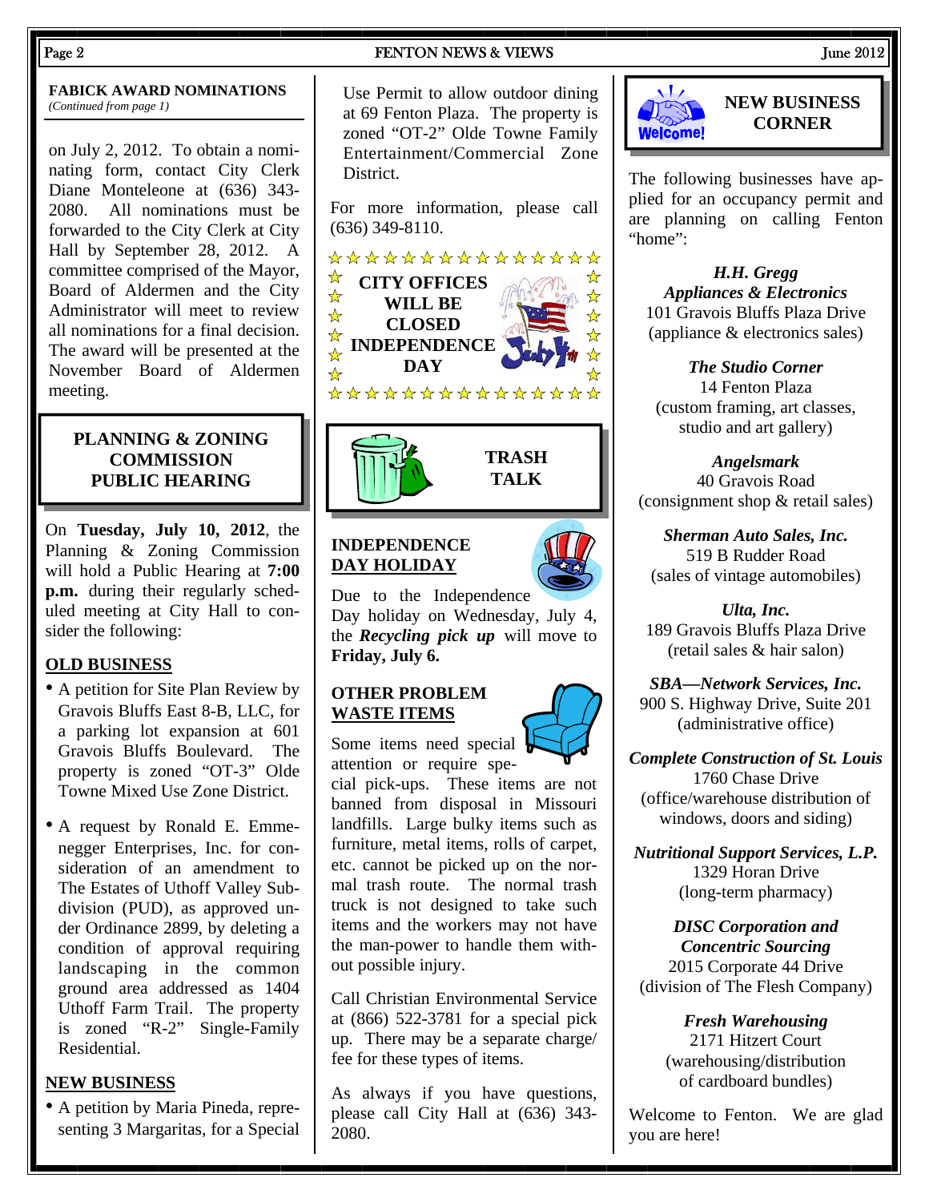## FABICK AWARD NOMINATIONS

*(Continued from page 1)*

on July 2, 2012. To obtain a nominating form, contact City Clerk Diane Monteleone at (636) 343-2080. All nominations must be forwarded to the City Clerk at City Hall by September 28, 2012. A committee comprised of the Mayor, Board of Aldermen and the City Administrator will meet to review all nominations for a final decision. The award will be presented at the November Board of Aldermen meeting.

## PLANNING & ZONING COMMISSION PUBLIC HEARING

On **Tuesday, July 10, 2012**, the Planning & Zoning Commission will hold a Public Hearing at **7:00 p.m.** during their regularly scheduled meeting at City Hall to consider the following:

### OLD BUSINESS

- A petition for Site Plan Review by Gravois Bluffs East 8-B, LLC, for a parking lot expansion at 601 Gravois Bluffs Boulevard. The property is zoned "OT-3" Olde Towne Mixed Use Zone District.
- A request by Ronald E. Emmenegger Enterprises, Inc. for consideration of an amendment to The Estates of Uthoff Valley Subdivision (PUD), as approved under Ordinance 2899, by deleting a condition of approval requiring landscaping in the common ground area addressed as 1404 Uthoff Farm Trail. The property is zoned "R-2" Single-Family Residential.

### NEW BUSINESS

- A petition by Maria Pineda, representing 3 Margaritas, for a Special Use Permit to allow outdoor dining at 69 Fenton Plaza. The property is zoned "OT-2" Olde Towne Family Entertainment/Commercial Zone District.

For more information, please call (636) 349-8110.

**CITY OFFICES WILL BE CLOSED INDEPENDENCE DAY**

## TRASH TALK

### INDEPENDENCE DAY HOLIDAY

Due to the Independence Day holiday on Wednesday, July 4, the ***Recycling pick up*** will move to **Friday, July 6.**

### OTHER PROBLEM WASTE ITEMS

Some items need special attention or require special pick-ups. These items are not banned from disposal in Missouri landfills. Large bulky items such as furniture, metal items, rolls of carpet, etc. cannot be picked up on the normal trash route. The normal trash truck is not designed to take such items and the workers may not have the man-power to handle them without possible injury.

Call Christian Environmental Service at (866) 522-3781 for a special pick up. There may be a separate charge/ fee for these types of items.

As always if you have questions, please call City Hall at (636) 343-2080.

## NEW BUSINESS CORNER

The following businesses have applied for an occupancy permit and are planning on calling Fenton "home":

***H.H. Gregg Appliances & Electronics***
101 Gravois Bluffs Plaza Drive
(appliance & electronics sales)

***The Studio Corner***
14 Fenton Plaza
(custom framing, art classes, studio and art gallery)

***Angelsmark***
40 Gravois Road
(consignment shop & retail sales)

***Sherman Auto Sales, Inc.***
519 B Rudder Road
(sales of vintage automobiles)

***Ulta, Inc.***
189 Gravois Bluffs Plaza Drive
(retail sales & hair salon)

***SBA—Network Services, Inc.***
900 S. Highway Drive, Suite 201
(administrative office)

***Complete Construction of St. Louis***
1760 Chase Drive
(office/warehouse distribution of windows, doors and siding)

***Nutritional Support Services, L.P.***
1329 Horan Drive
(long-term pharmacy)

***DISC Corporation and Concentric Sourcing***
2015 Corporate 44 Drive
(division of The Flesh Company)

***Fresh Warehousing***
2171 Hitzert Court
(warehousing/distribution of cardboard bundles)

Welcome to Fenton. We are glad you are here!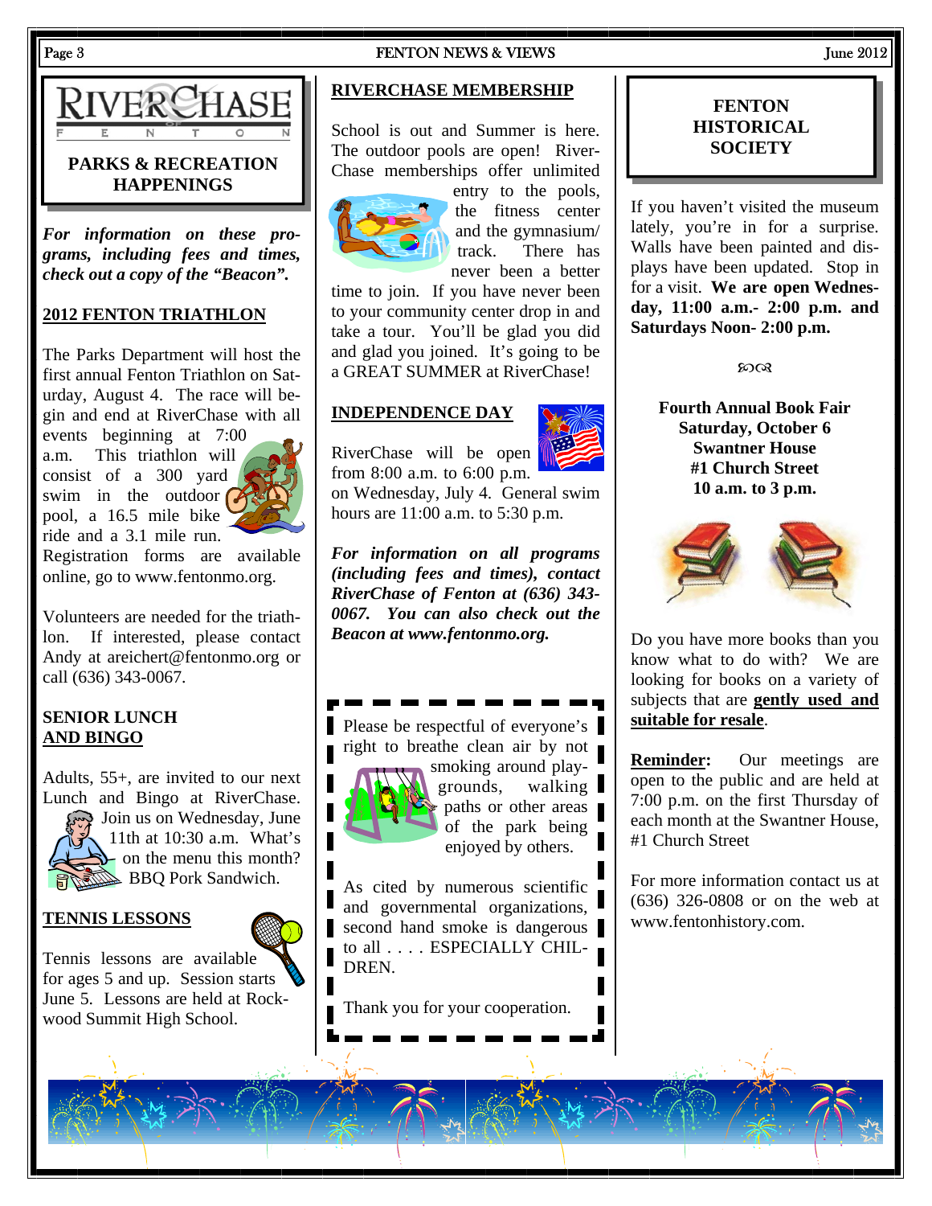# RIVERCHASE FENTON

## PARKS & RECREATION HAPPENINGS

***For information on these programs, including fees and times, check out a copy of the "Beacon".***

### 2012 FENTON TRIATHLON

The Parks Department will host the first annual Fenton Triathlon on Saturday, August 4. The race will begin and end at RiverChase with all events beginning at 7:00 a.m. This triathlon will consist of a 300 yard swim in the outdoor pool, a 16.5 mile bike ride and a 3.1 mile run. Registration forms are available online, go to www.fentonmo.org.

Volunteers are needed for the triathlon. If interested, please contact Andy at areichert@fentonmo.org or call (636) 343-0067.

### SENIOR LUNCH AND BINGO

Adults, 55+, are invited to our next Lunch and Bingo at RiverChase. Join us on Wednesday, June 11th at 10:30 a.m. What's on the menu this month? BBQ Pork Sandwich.

### TENNIS LESSONS

Tennis lessons are available for ages 5 and up. Session starts June 5. Lessons are held at Rockwood Summit High School.

### RIVERCHASE MEMBERSHIP

School is out and Summer is here. The outdoor pools are open! RiverChase memberships offer unlimited entry to the pools, the fitness center and the gymnasium/track. There has never been a better time to join. If you have never been to your community center drop in and take a tour. You'll be glad you did and glad you joined. It's going to be a GREAT SUMMER at RiverChase!

### INDEPENDENCE DAY

RiverChase will be open from 8:00 a.m. to 6:00 p.m. on Wednesday, July 4. General swim hours are 11:00 a.m. to 5:30 p.m.

***For information on all programs (including fees and times), contact RiverChase of Fenton at (636) 343-0067. You can also check out the Beacon at www.fentonmo.org.***

Please be respectful of everyone's right to breathe clean air by not smoking around playgrounds, walking paths or other areas of the park being enjoyed by others.

As cited by numerous scientific and governmental organizations, second hand smoke is dangerous to all . . . . ESPECIALLY CHILDREN.

Thank you for your cooperation.

## FENTON HISTORICAL SOCIETY

If you haven't visited the museum lately, you're in for a surprise. Walls have been painted and displays have been updated. Stop in for a visit. **We are open Wednesday, 11:00 a.m.- 2:00 p.m. and Saturdays Noon- 2:00 p.m.**

**Fourth Annual Book Fair**
**Saturday, October 6**
**Swantner House**
**#1 Church Street**
**10 a.m. to 3 p.m.**

Do you have more books than you know what to do with? We are looking for books on a variety of subjects that are **gently used and suitable for resale**.

**Reminder:** Our meetings are open to the public and are held at 7:00 p.m. on the first Thursday of each month at the Swantner House, #1 Church Street

For more information contact us at (636) 326-0808 or on the web at www.fentonhistory.com.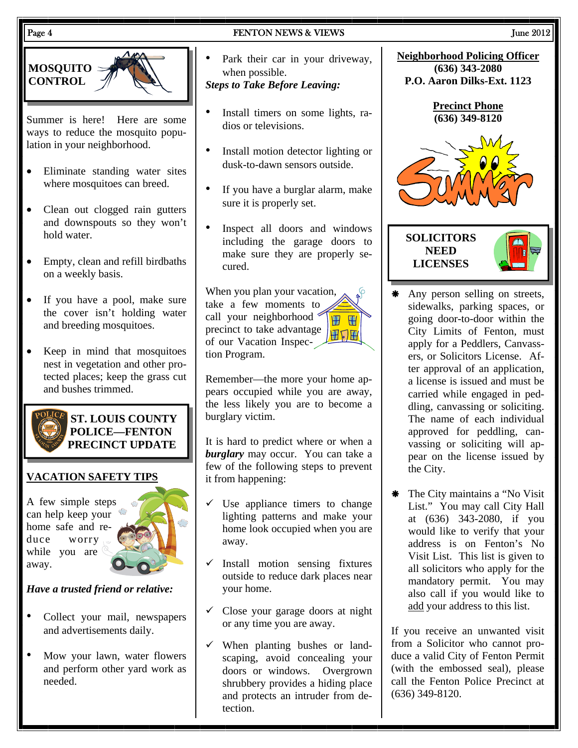## MOSQUITO CONTROL

Summer is here! Here are some ways to reduce the mosquito population in your neighborhood.

- Eliminate standing water sites where mosquitoes can breed.
- Clean out clogged rain gutters and downspouts so they won't hold water.
- Empty, clean and refill birdbaths on a weekly basis.
- If you have a pool, make sure the cover isn't holding water and breeding mosquitoes.
- Keep in mind that mosquitoes nest in vegetation and other protected places; keep the grass cut and bushes trimmed.

## ST. LOUIS COUNTY POLICE—FENTON PRECINCT UPDATE

### VACATION SAFETY TIPS

A few simple steps can help keep your home safe and reduce worry while you are away.

***Have a trusted friend or relative:***

- Collect your mail, newspapers and advertisements daily.
- Mow your lawn, water flowers and perform other yard work as needed.
- Park their car in your driveway, when possible.

***Steps to Take Before Leaving:***

- Install timers on some lights, radios or televisions.
- Install motion detector lighting or dusk-to-dawn sensors outside.
- If you have a burglar alarm, make sure it is properly set.
- Inspect all doors and windows including the garage doors to make sure they are properly secured.

When you plan your vacation, take a few moments to call your neighborhood precinct to take advantage of our Vacation Inspection Program.

Remember—the more your home appears occupied while you are away, the less likely you are to become a burglary victim.

It is hard to predict where or when a ***burglary*** may occur. You can take a few of the following steps to prevent it from happening:

- ✓ Use appliance timers to change lighting patterns and make your home look occupied when you are away.
- ✓ Install motion sensing fixtures outside to reduce dark places near your home.
- ✓ Close your garage doors at night or any time you are away.
- ✓ When planting bushes or landscaping, avoid concealing your doors or windows. Overgrown shrubbery provides a hiding place and protects an intruder from detection.

**Neighborhood Policing Officer**
**(636) 343-2080**
**P.O. Aaron Dilks-Ext. 1123**

**Precinct Phone**
**(636) 349-8120**

## SOLICITORS NEED LICENSES

- Any person selling on streets, sidewalks, parking spaces, or going door-to-door within the City Limits of Fenton, must apply for a Peddlers, Canvassers, or Solicitors License. After approval of an application, a license is issued and must be carried while engaged in peddling, canvassing or soliciting. The name of each individual approved for peddling, canvassing or soliciting will appear on the license issued by the City.
- The City maintains a "No Visit List." You may call City Hall at (636) 343-2080, if you would like to verify that your address is on Fenton's No Visit List. This list is given to all solicitors who apply for the mandatory permit. You may also call if you would like to add your address to this list.

If you receive an unwanted visit from a Solicitor who cannot produce a valid City of Fenton Permit (with the embossed seal), please call the Fenton Police Precinct at (636) 349-8120.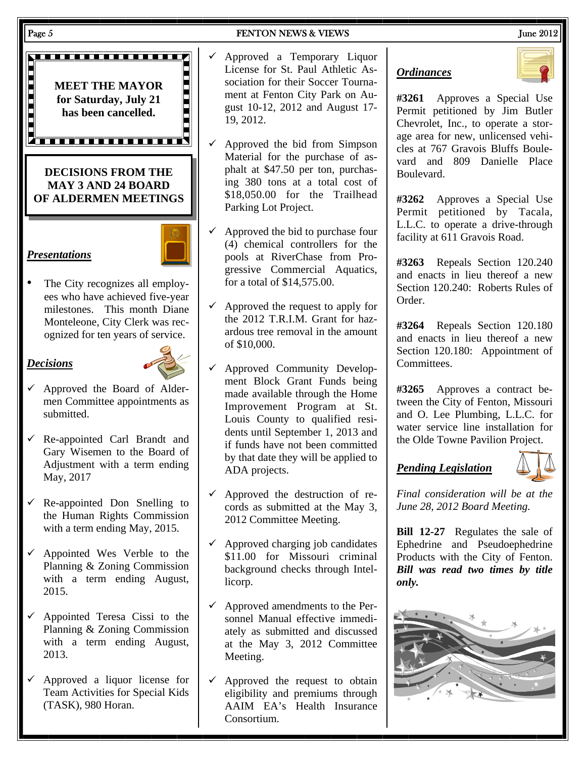**MEET THE MAYOR for Saturday, July 21 has been cancelled.**

## DECISIONS FROM THE MAY 3 AND 24 BOARD OF ALDERMEN MEETINGS

### *Presentations*

- The City recognizes all employees who have achieved five-year milestones. This month Diane Monteleone, City Clerk was recognized for ten years of service.

### *Decisions*

- ✓ Approved the Board of Aldermen Committee appointments as submitted.
- ✓ Re-appointed Carl Brandt and Gary Wisemen to the Board of Adjustment with a term ending May, 2017
- ✓ Re-appointed Don Snelling to the Human Rights Commission with a term ending May, 2015.
- ✓ Appointed Wes Verble to the Planning & Zoning Commission with a term ending August, 2015.
- ✓ Appointed Teresa Cissi to the Planning & Zoning Commission with a term ending August, 2013.
- ✓ Approved a liquor license for Team Activities for Special Kids (TASK), 980 Horan.
- ✓ Approved a Temporary Liquor License for St. Paul Athletic Association for their Soccer Tournament at Fenton City Park on August 10-12, 2012 and August 17-19, 2012.
- ✓ Approved the bid from Simpson Material for the purchase of asphalt at $47.50 per ton, purchasing 380 tons at a total cost of $18,050.00 for the Trailhead Parking Lot Project.
- ✓ Approved the bid to purchase four (4) chemical controllers for the pools at RiverChase from Progressive Commercial Aquatics, for a total of $14,575.00.
- ✓ Approved the request to apply for the 2012 T.R.I.M. Grant for hazardous tree removal in the amount of $10,000.
- ✓ Approved Community Development Block Grant Funds being made available through the Home Improvement Program at St. Louis County to qualified residents until September 1, 2013 and if funds have not been committed by that date they will be applied to ADA projects.
- ✓ Approved the destruction of records as submitted at the May 3, 2012 Committee Meeting.
- ✓ Approved charging job candidates $11.00 for Missouri criminal background checks through Intellicorp.
- ✓ Approved amendments to the Personnel Manual effective immediately as submitted and discussed at the May 3, 2012 Committee Meeting.
- ✓ Approved the request to obtain eligibility and premiums through AAIM EA's Health Insurance Consortium.

### *Ordinances*

**#3261** Approves a Special Use Permit petitioned by Jim Butler Chevrolet, Inc., to operate a storage area for new, unlicensed vehicles at 767 Gravois Bluffs Boulevard and 809 Danielle Place Boulevard.

**#3262** Approves a Special Use Permit petitioned by Tacala, L.L.C. to operate a drive-through facility at 611 Gravois Road.

**#3263** Repeals Section 120.240 and enacts in lieu thereof a new Section 120.240: Roberts Rules of Order.

**#3264** Repeals Section 120.180 and enacts in lieu thereof a new Section 120.180: Appointment of Committees.

**#3265** Approves a contract between the City of Fenton, Missouri and O. Lee Plumbing, L.L.C. for water service line installation for the Olde Towne Pavilion Project.

### *Pending Legislation*

*Final consideration will be at the June 28, 2012 Board Meeting.*

**Bill 12-27** Regulates the sale of Ephedrine and Pseudoephedrine Products with the City of Fenton. ***Bill was read two times by title only.***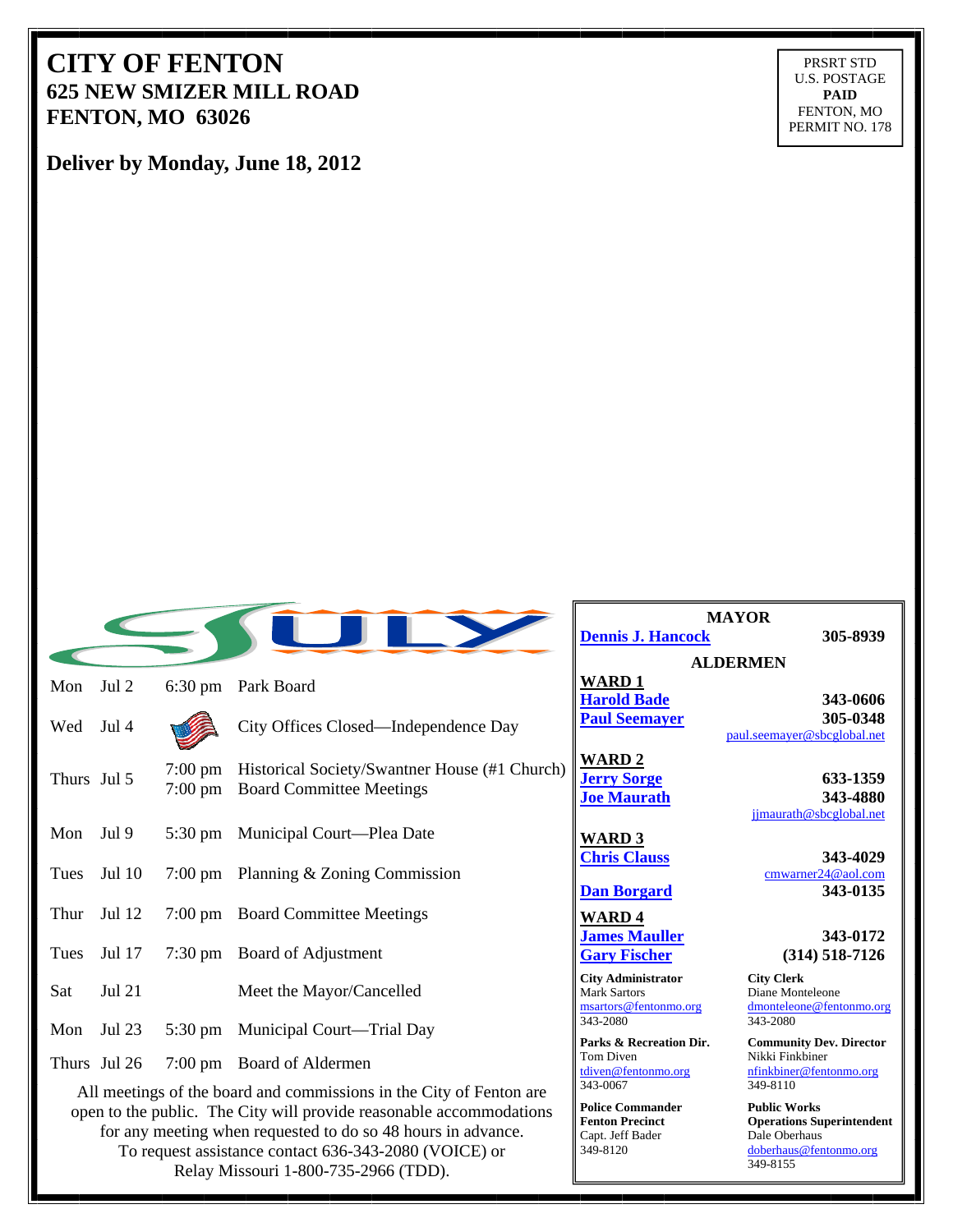# CITY OF FENTON
## 625 NEW SMIZER MILL ROAD
## FENTON, MO 63026

PRSRT STD
U.S. POSTAGE
**PAID**
FENTON, MO
PERMIT NO. 178

**Deliver by Monday, June 18, 2012**

## JULY

| | | | |
|---|---|---|---|
| Mon | Jul 2 | 6:30 pm | Park Board |
| Wed | Jul 4 | | City Offices Closed—Independence Day |
| Thurs | Jul 5 | 7:00 pm<br>7:00 pm | Historical Society/Swantner House (#1 Church)<br>Board Committee Meetings |
| Mon | Jul 9 | 5:30 pm | Municipal Court—Plea Date |
| Tues | Jul 10 | 7:00 pm | Planning & Zoning Commission |
| Thur | Jul 12 | 7:00 pm | Board Committee Meetings |
| Tues | Jul 17 | 7:30 pm | Board of Adjustment |
| Sat | Jul 21 | | Meet the Mayor/Cancelled |
| Mon | Jul 23 | 5:30 pm | Municipal Court—Trial Day |
| Thurs | Jul 26 | 7:00 pm | Board of Aldermen |

All meetings of the board and commissions in the City of Fenton are open to the public. The City will provide reasonable accommodations for any meeting when requested to do so 48 hours in advance. To request assistance contact 636-343-2080 (VOICE) or Relay Missouri 1-800-735-2966 (TDD).

**MAYOR**

**Dennis J. Hancock** — **305-8939**

**ALDERMEN**

**WARD 1**
- **Harold Bade** — **343-0606**
- **Paul Seemayer** — **305-0348** — paul.seemayer@sbcglobal.net

**WARD 2**
- **Jerry Sorge** — **633-1359**
- **Joe Maurath** — **343-4880** — jjmaurath@sbcglobal.net

**WARD 3**
- **Chris Clauss** — **343-4029** — cmwarner24@aol.com
- **Dan Borgard** — **343-0135**

**WARD 4**
- **James Mauller** — **343-0172**
- **Gary Fischer** — **(314) 518-7126**

**City Administrator**
Mark Sartors
msartors@fentonmo.org
343-2080

**City Clerk**
Diane Monteleone
dmonteleone@fentonmo.org
343-2080

**Parks & Recreation Dir.**
Tom Diven
tdiven@fentonmo.org
343-0067

**Community Dev. Director**
Nikki Finkbiner
nfinkbiner@fentonmo.org
349-8110

**Police Commander**
**Fenton Precinct**
Capt. Jeff Bader
349-8120

**Public Works**
**Operations Superintendent**
Dale Oberhaus
doberhaus@fentonmo.org
349-8155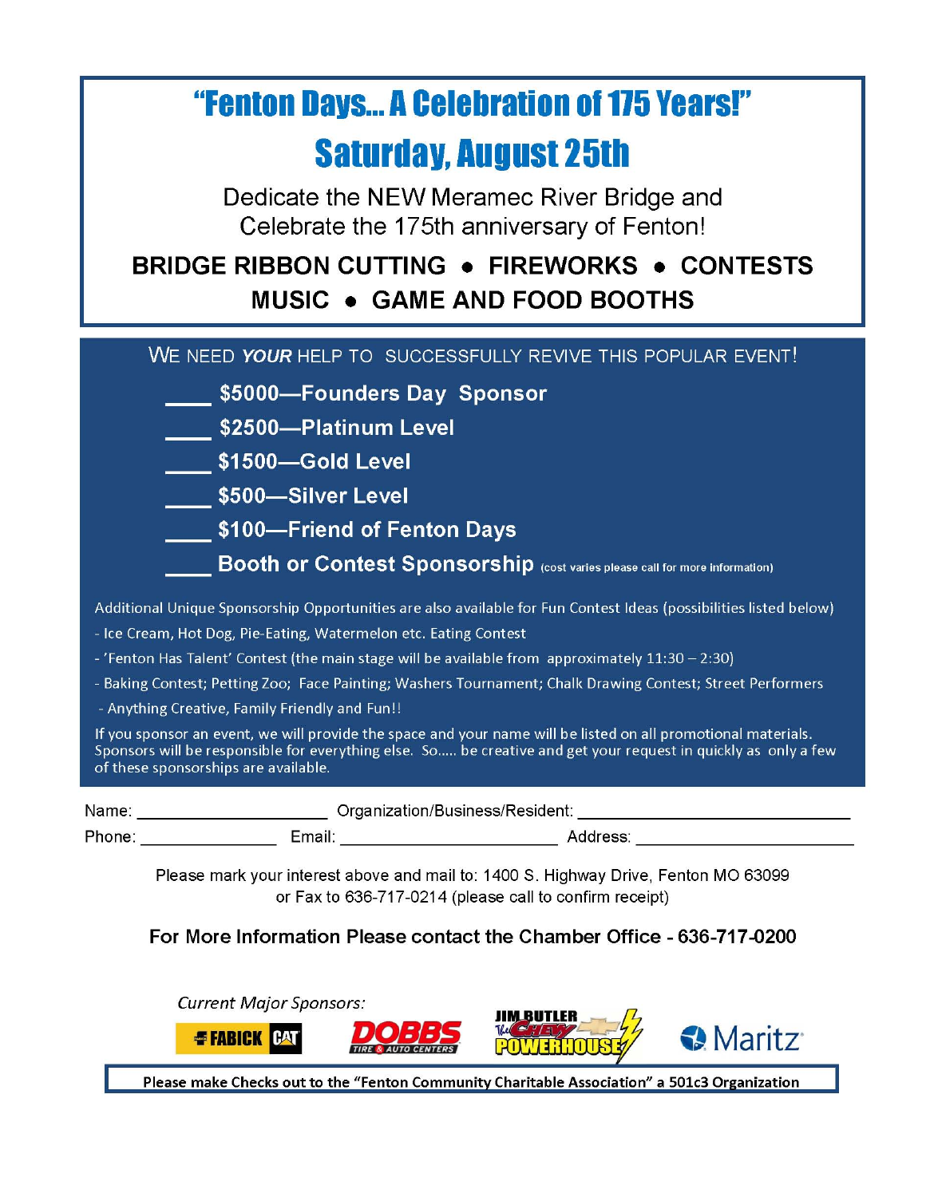# "Fenton Days... A Celebration of 175 Years!"

## Saturday, August 25th

Dedicate the NEW Meramec River Bridge and
Celebrate the 175th anniversary of Fenton!

**BRIDGE RIBBON CUTTING • FIREWORKS • CONTESTS**
**MUSIC • GAME AND FOOD BOOTHS**

WE NEED ***YOUR*** HELP TO SUCCESSFULLY REVIVE THIS POPULAR EVENT!

- ____ **$5000—Founders Day Sponsor**
- ____ **$2500—Platinum Level**
- ____ **$1500—Gold Level**
- ____ **$500—Silver Level**
- ____ **$100—Friend of Fenton Days**
- ____ **Booth or Contest Sponsorship** (cost varies please call for more information)

Additional Unique Sponsorship Opportunities are also available for Fun Contest Ideas (possibilities listed below)

- Ice Cream, Hot Dog, Pie-Eating, Watermelon etc. Eating Contest
- 'Fenton Has Talent' Contest (the main stage will be available from approximately 11:30 – 2:30)
- Baking Contest; Petting Zoo; Face Painting; Washers Tournament; Chalk Drawing Contest; Street Performers
- Anything Creative, Family Friendly and Fun!!

If you sponsor an event, we will provide the space and your name will be listed on all promotional materials. Sponsors will be responsible for everything else. So..... be creative and get your request in quickly as only a few of these sponsorships are available.

Name: ____________________ Organization/Business/Resident: ____________________________

Phone: ______________ Email: ______________________ Address: ______________________

Please mark your interest above and mail to: 1400 S. Highway Drive, Fenton MO 63099
or Fax to 636-717-0214 (please call to confirm receipt)

**For More Information Please contact the Chamber Office - 636-717-0200**

*Current Major Sponsors:*

FABICK CAT, DOBBS Tire & Auto Centers, Jim Butler The Chevy Powerhouse, Maritz

**Please make Checks out to the "Fenton Community Charitable Association" a 501c3 Organization**